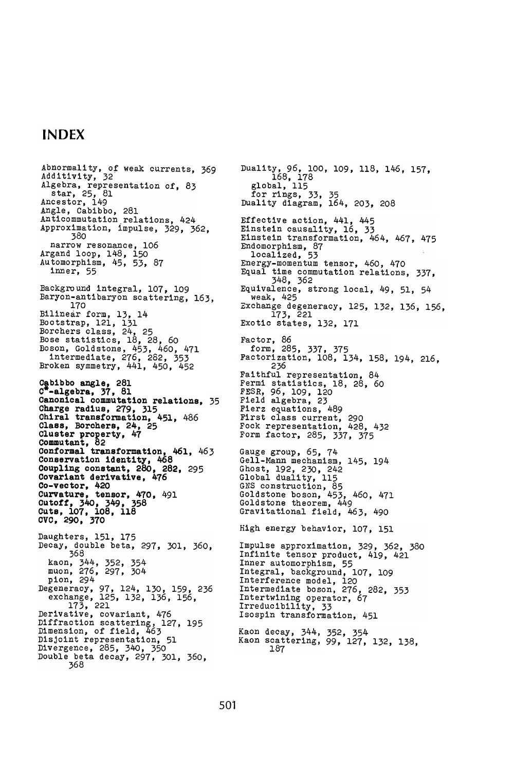# INDEX

Abnormality, of weak currents, 369
Additivity, 32
Algebra, representation of, 83
  star, 25, 81
Ancestor, 149
Angle, Cabibbo, 281
Anticommutation relations, 424
Approximation, impulse, 329, 362, 380
  narrow resonance, 106
Argand loop, 148, 150
Automorphism, 45, 53, 87
  inner, 55

Background integral, 107, 109
Baryon-antibaryon scattering, 163, 170
Bilinear form, 13, 14
Bootstrap, 121, 131
Borchers class, 24, 25
Bose statistics, 18, 28, 60
Boson, Goldstone, 453, 460, 471
  intermediate, 276, 282, 353
Broken symmetry, 441, 450, 452

**Cabibbo angle, 281**
**$C^*$-algebra, 37, 81**
**Canonical commutation relations, 35**
**Charge radius, 279, 315**
**Chiral transformation, 451,** 486
**Class, Borchers, 24, 25**
**Cluster property, 47**
**Commutant, 82**
**Conformal transformation, 461,** 463
**Conservation identity, 468**
**Coupling constant, 280, 282,** 295
**Covariant derivative, 476**
**Co-vector, 420**
**Curvature, tensor, 470,** 491
**Cutoff, 340, 349, 358**
**Cuts, 107, 108, 118**
**CVC, 290, 370**

Daughters, 151, 175
Decay, double beta, 297, 301, 360, 368
  kaon, 344, 352, 354
  muon, 276, 297, 304
  pion, 294
Degeneracy, 97, 124, 130, 159, 236
  exchange, 125, 132, 136, 156, 173, 221
Derivative, covariant, 476
Diffraction scattering, 127, 195
Dimension, of field, 463
Disjoint representation, 51
Divergence, 285, 340, 350
Double beta decay, 297, 301, 360, 368

Duality, 96, 100, 109, 118, 146, 157, 168, 178
  global, 115
  for rings, 33, 35
Duality diagram, 164, 203, 208

Effective action, 441, 445
Einstein causality, 16, 33
Einstein transformation, 464, 467, 475
Endomorphism, 87
  localized, 53
Energy-momentum tensor, 460, 470
Equal time commutation relations, 337, 348, 362
Equivalence, strong local, 49, 51, 54
  weak, 425
Exchange degeneracy, 125, 132, 136, 156, 173, 221
Exotic states, 132, 171

Factor, 86
  form, 285, 337, 375
Factorization, 108, 134, 158, 194, 216, 236
Faithful representation, 84
Fermi statistics, 18, 28, 60
FESR, 96, 109, 120
Field algebra, 23
Fierz equations, 489
First class current, 290
Fock representation, 428, 432
Form factor, 285, 337, 375

Gauge group, 65, 74
Gell-Mann mechanism, 145, 194
Ghost, 192, 230, 242
Global duality, 115
GNS construction, 85
Goldstone boson, 453, 460, 471
Goldstone theorem, 449
Gravitational field, 463, 490

High energy behavior, 107, 151

Impulse approximation, 329, 362, 380
Infinite tensor product, 419, 421
Inner automorphism, 55
Integral, background, 107, 109
Interference model, 120
Intermediate boson, 276, 282, 353
Intertwining operator, 67
Irreducibility, 33
Isospin transformation, 451

Kaon decay, 344, 352, 354
Kaon scattering, 99, 127, 132, 138, 187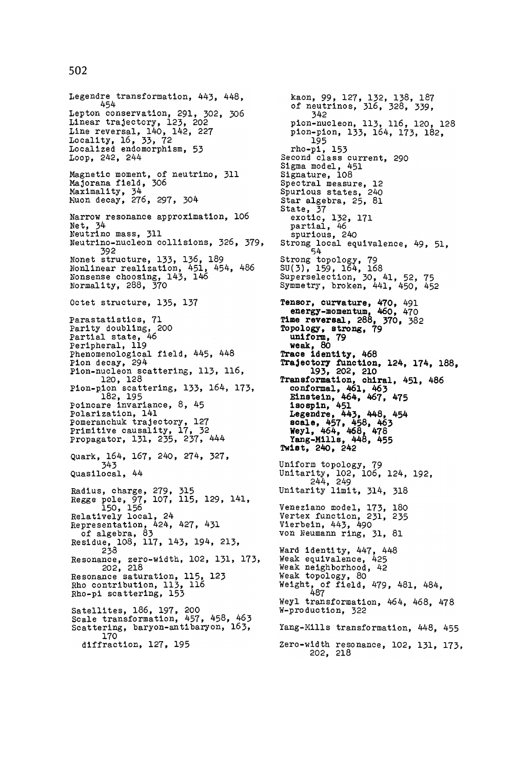Legendre transformation, 443, 448, 454
Lepton conservation, 291, 302, 306
Linear trajectory, 123, 202
Line reversal, 140, 142, 227
Locality, 16, 33, 72
Localized endomorphism, 53
Loop, 242, 244

Magnetic moment, of neutrino, 311
Majorana field, 306
Maximality, 34
Muon decay, 276, 297, 304

Narrow resonance approximation, 106
Net, 34
Neutrino mass, 311
Neutrino-nucleon collisions, 326, 379, 392
Nonet structure, 133, 136, 189
Nonlinear realization, 451, 454, 486
Nonsense choosing, 143, 146
Normality, 288, 370

Octet structure, 135, 137

Parastatistics, 71
Parity doubling, 200
Partial state, 46
Peripheral, 119
Phenomenological field, 445, 448
Pion decay, 294
Pion-nucleon scattering, 113, 116, 120, 128
Pion-pion scattering, 133, 164, 173, 182, 195
Poincare invariance, 8, 45
Polarization, 141
Pomeranchuk trajectory, 127
Primitive causality, 17, 32
Propagator, 131, 235, 237, 444

Quark, 164, 167, 240, 274, 327, 343
Quasilocal, 44

Radius, charge, 279, 315
Regge pole, 97, 107, 115, 129, 141, 150, 156
Relatively local, 24
Representation, 424, 427, 431
  of algebra, 83
Residue, 108, 117, 143, 194, 213, 238
Resonance, zero-width, 102, 131, 173, 202, 218
Resonance saturation, 115, 123
Rho contribution, 113, 116
Rho-pi scattering, 153

Satellites, 186, 197, 200
Scale transformation, 457, 458, 463
Scattering, baryon-antibaryon, 163, 170
  diffraction, 127, 195
  kaon, 99, 127, 132, 138, 187
  of neutrinos, 316, 328, 339, 342
  pion-nucleon, 113, 116, 120, 128
  pion-pion, 133, 164, 173, 182, 195
  rho-pi, 153
Second class current, 290
Sigma model, 451
Signature, 108
Spectral measure, 12
Spurious states, 240
Star algebra, 25, 81
State, 37
  exotic, 132, 171
  partial, 46
  spurious, 240
Strong local equivalence, 49, 51, 54
Strong topology, 79
SU(3), 159, 164, 168
Superselection, 30, 41, 52, 75
Symmetry, broken, 441, 450, 452

**Tensor, curvature, 470,** 491
  **energy-momentum, 460, 470**
**Time reversal, 288, 370,** 382
**Topology, strong, 79**
  **uniform, 79**
  **weak, 80**
**Trace identity, 468**
**Trajectory function, 124, 174, 188, 193, 202, 210**
**Transformation, chiral, 451, 486**
  **conformal, 461, 463**
  **Einstein, 464, 467, 475**
  **isospin, 451**
  **Legendre, 443, 448, 454**
  **scale, 457, 458, 463**
  **Weyl, 464, 468, 478**
  **Yang-Mills, 448, 455**
**Twist, 240, 242**

Uniform topology, 79
Unitarity, 102, 106, 124, 192, 244, 249
Unitarity limit, 314, 318

Veneziano model, 173, 180
Vertex function, 231, 235
Vierbein, 443, 490
von Neumann ring, 31, 81

Ward identity, 447, 448
Weak equivalence, 425
Weak neighborhood, 42
Weak topology, 80
Weight, of field, 479, 481, 484, 487
Weyl transformation, 464, 468, 478
W-production, 322

Yang-Mills transformation, 448, 455

Zero-width resonance, 102, 131, 173, 202, 218